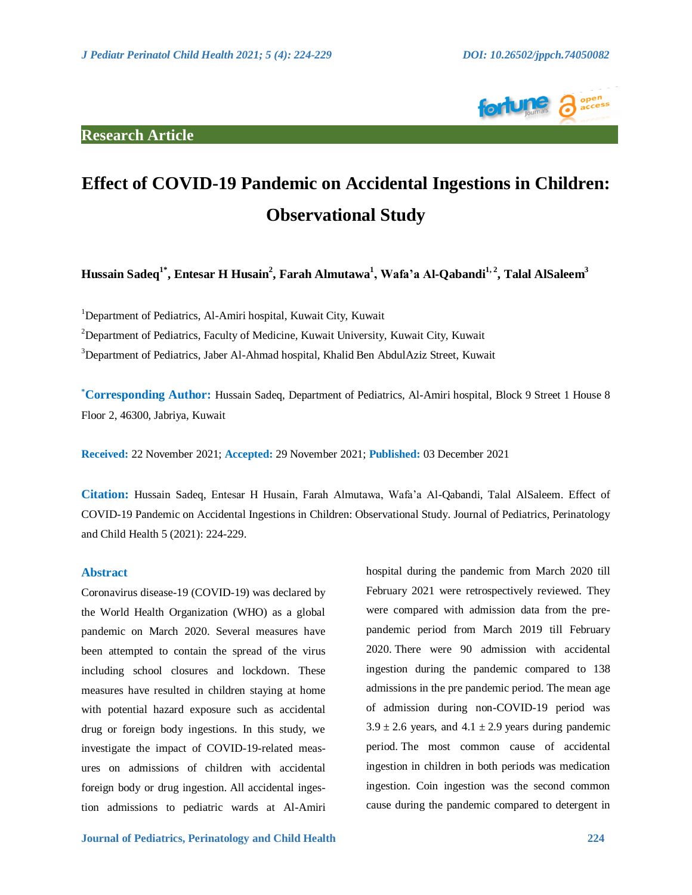Research Article

# Effect of COVID-19 Pandemic on Accidental Ingestions in Children: Observational Study

**Hussain Sadeq[1*], Entesar H Husain[2], Farah Almutawa[1], Wafa'a Al-Qabandi[1, 2], Talal AlSaleem[3]**

[1]Department of Pediatrics, Al-Amiri hospital, Kuwait City, Kuwait

[2]Department of Pediatrics, Faculty of Medicine, Kuwait University, Kuwait City, Kuwait

[3]Department of Pediatrics, Jaber Al-Ahmad hospital, Khalid Ben AbdulAziz Street, Kuwait

**\*Corresponding Author:** Hussain Sadeq, Department of Pediatrics, Al-Amiri hospital, Block 9 Street 1 House 8 Floor 2, 46300, Jabriya, Kuwait

**Received:** 22 November 2021; **Accepted:** 29 November 2021; **Published:** 03 December 2021

**Citation:** Hussain Sadeq, Entesar H Husain, Farah Almutawa, Wafa'a Al-Qabandi, Talal AlSaleem. Effect of COVID-19 Pandemic on Accidental Ingestions in Children: Observational Study. Journal of Pediatrics, Perinatology and Child Health 5 (2021): 224-229.

## Abstract

Coronavirus disease-19 (COVID-19) was declared by the World Health Organization (WHO) as a global pandemic on March 2020. Several measures have been attempted to contain the spread of the virus including school closures and lockdown. These measures have resulted in children staying at home with potential hazard exposure such as accidental drug or foreign body ingestions. In this study, we investigate the impact of COVID-19-related measures on admissions of children with accidental foreign body or drug ingestion. All accidental ingestion admissions to pediatric wards at Al-Amiri hospital during the pandemic from March 2020 till February 2021 were retrospectively reviewed. They were compared with admission data from the pre-pandemic period from March 2019 till February 2020. There were 90 admission with accidental ingestion during the pandemic compared to 138 admissions in the pre pandemic period. The mean age of admission during non-COVID-19 period was $3.9 \pm 2.6$ years, and $4.1 \pm 2.9$ years during pandemic period. The most common cause of accidental ingestion in children in both periods was medication ingestion. Coin ingestion was the second common cause during the pandemic compared to detergent in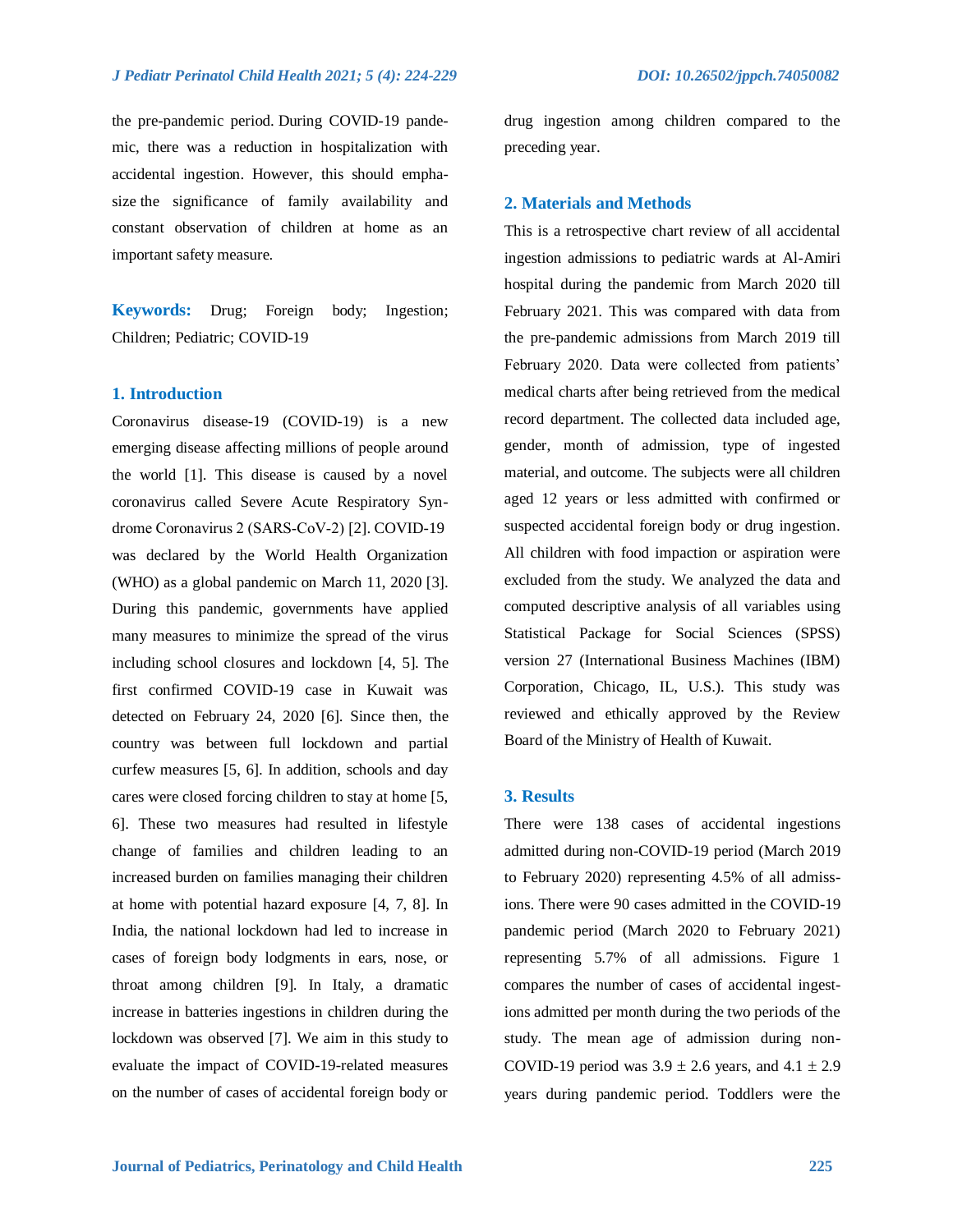the pre-pandemic period. During COVID-19 pandemic, there was a reduction in hospitalization with accidental ingestion. However, this should emphasize the significance of family availability and constant observation of children at home as an important safety measure.

**Keywords:** Drug; Foreign body; Ingestion; Children; Pediatric; COVID-19

## 1. Introduction

Coronavirus disease-19 (COVID-19) is a new emerging disease affecting millions of people around the world [1]. This disease is caused by a novel coronavirus called Severe Acute Respiratory Syndrome Coronavirus 2 (SARS-CoV-2) [2]. COVID-19 was declared by the World Health Organization (WHO) as a global pandemic on March 11, 2020 [3]. During this pandemic, governments have applied many measures to minimize the spread of the virus including school closures and lockdown [4, 5]. The first confirmed COVID-19 case in Kuwait was detected on February 24, 2020 [6]. Since then, the country was between full lockdown and partial curfew measures [5, 6]. In addition, schools and day cares were closed forcing children to stay at home [5, 6]. These two measures had resulted in lifestyle change of families and children leading to an increased burden on families managing their children at home with potential hazard exposure [4, 7, 8]. In India, the national lockdown had led to increase in cases of foreign body lodgments in ears, nose, or throat among children [9]. In Italy, a dramatic increase in batteries ingestions in children during the lockdown was observed [7]. We aim in this study to evaluate the impact of COVID-19-related measures on the number of cases of accidental foreign body or drug ingestion among children compared to the preceding year.

## 2. Materials and Methods

This is a retrospective chart review of all accidental ingestion admissions to pediatric wards at Al-Amiri hospital during the pandemic from March 2020 till February 2021. This was compared with data from the pre-pandemic admissions from March 2019 till February 2020. Data were collected from patients' medical charts after being retrieved from the medical record department. The collected data included age, gender, month of admission, type of ingested material, and outcome. The subjects were all children aged 12 years or less admitted with confirmed or suspected accidental foreign body or drug ingestion. All children with food impaction or aspiration were excluded from the study. We analyzed the data and computed descriptive analysis of all variables using Statistical Package for Social Sciences (SPSS) version 27 (International Business Machines (IBM) Corporation, Chicago, IL, U.S.). This study was reviewed and ethically approved by the Review Board of the Ministry of Health of Kuwait.

## 3. Results

There were 138 cases of accidental ingestions admitted during non-COVID-19 period (March 2019 to February 2020) representing 4.5% of all admissions. There were 90 cases admitted in the COVID-19 pandemic period (March 2020 to February 2021) representing 5.7% of all admissions. Figure 1 compares the number of cases of accidental ingestions admitted per month during the two periods of the study. The mean age of admission during non-COVID-19 period was $3.9 \pm 2.6$ years, and $4.1 \pm 2.9$ years during pandemic period. Toddlers were the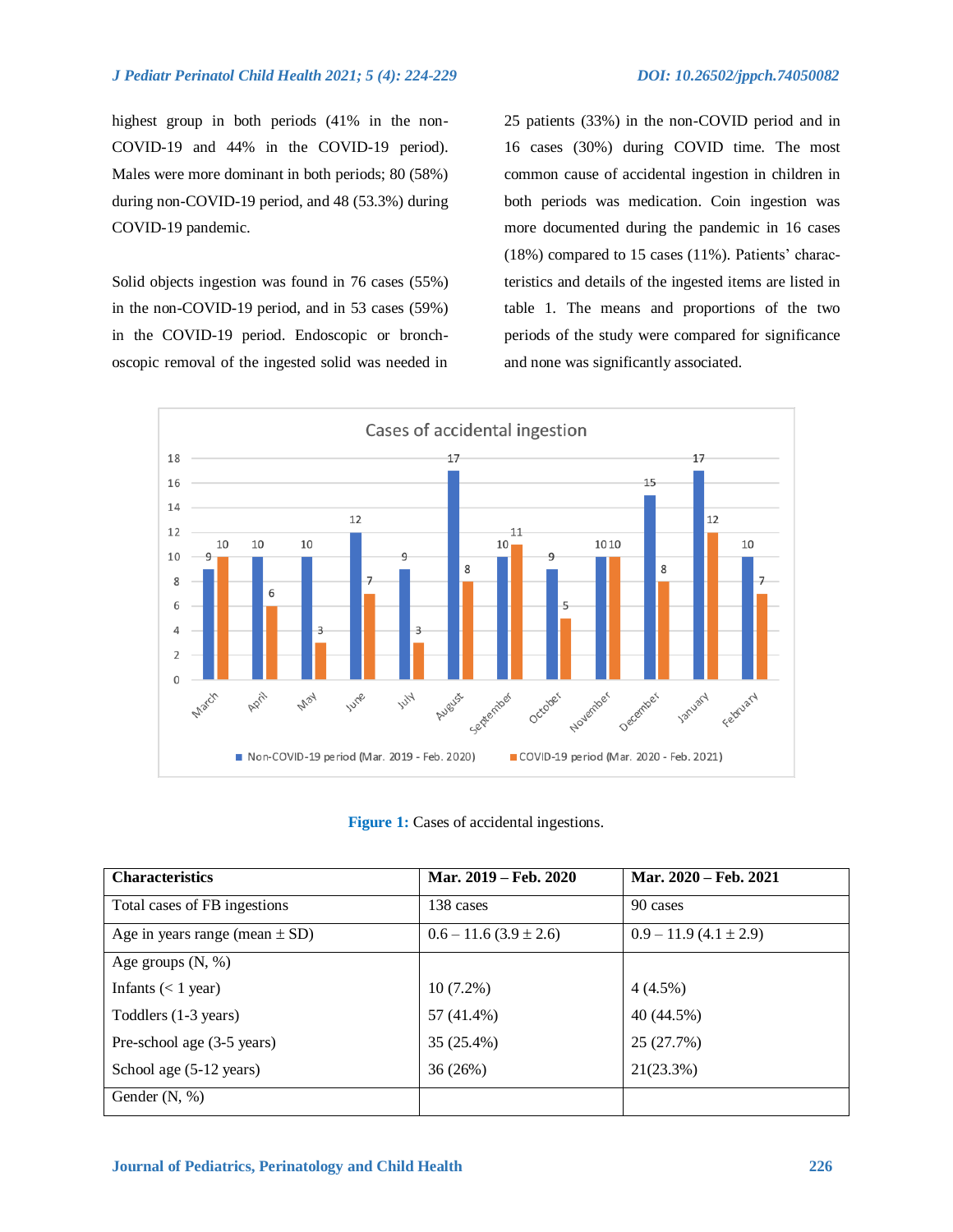highest group in both periods (41% in the non-COVID-19 and 44% in the COVID-19 period). Males were more dominant in both periods; 80 (58%) during non-COVID-19 period, and 48 (53.3%) during COVID-19 pandemic.

Solid objects ingestion was found in 76 cases (55%) in the non-COVID-19 period, and in 53 cases (59%) in the COVID-19 period. Endoscopic or bronchoscopic removal of the ingested solid was needed in 25 patients (33%) in the non-COVID period and in 16 cases (30%) during COVID time. The most common cause of accidental ingestion in children in both periods was medication. Coin ingestion was more documented during the pandemic in 16 cases (18%) compared to 15 cases (11%). Patients' characteristics and details of the ingested items are listed in table 1. The means and proportions of the two periods of the study were compared for significance and none was significantly associated.

**Figure 1:** Cases of accidental ingestions.

| Characteristics | Mar. 2019 – Feb. 2020 | Mar. 2020 – Feb. 2021 |
|---|---|---|
| Total cases of FB ingestions | 138 cases | 90 cases |
| Age in years range (mean ± SD) | 0.6 – 11.6 (3.9 ± 2.6) | 0.9 – 11.9 (4.1 ± 2.9) |
| Age groups (N, %) | | |
| Infants (< 1 year) | 10 (7.2%) | 4 (4.5%) |
| Toddlers (1-3 years) | 57 (41.4%) | 40 (44.5%) |
| Pre-school age (3-5 years) | 35 (25.4%) | 25 (27.7%) |
| School age (5-12 years) | 36 (26%) | 21(23.3%) |
| Gender (N, %) | | |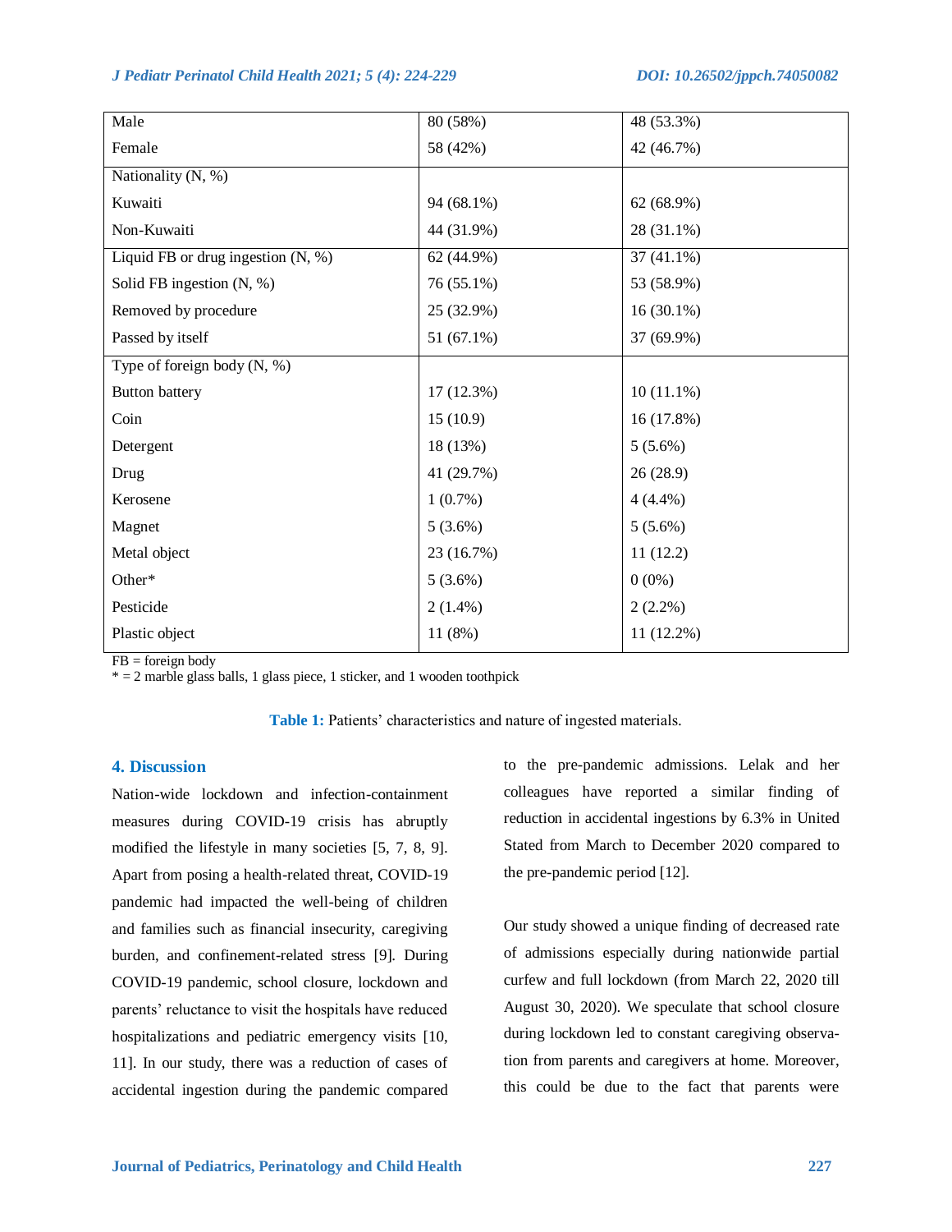| | | |
|---|---|---|
| Male | 80 (58%) | 48 (53.3%) |
| Female | 58 (42%) | 42 (46.7%) |
| Nationality (N, %) | | |
| Kuwaiti | 94 (68.1%) | 62 (68.9%) |
| Non-Kuwaiti | 44 (31.9%) | 28 (31.1%) |
| Liquid FB or drug ingestion (N, %) | 62 (44.9%) | 37 (41.1%) |
| Solid FB ingestion (N, %) | 76 (55.1%) | 53 (58.9%) |
| Removed by procedure | 25 (32.9%) | 16 (30.1%) |
| Passed by itself | 51 (67.1%) | 37 (69.9%) |
| Type of foreign body (N, %) | | |
| Button battery | 17 (12.3%) | 10 (11.1%) |
| Coin | 15 (10.9) | 16 (17.8%) |
| Detergent | 18 (13%) | 5 (5.6%) |
| Drug | 41 (29.7%) | 26 (28.9) |
| Kerosene | 1 (0.7%) | 4 (4.4%) |
| Magnet | 5 (3.6%) | 5 (5.6%) |
| Metal object | 23 (16.7%) | 11 (12.2) |
| Other* | 5 (3.6%) | 0 (0%) |
| Pesticide | 2 (1.4%) | 2 (2.2%) |
| Plastic object | 11 (8%) | 11 (12.2%) |

FB = foreign body
* = 2 marble glass balls, 1 glass piece, 1 sticker, and 1 wooden toothpick

**Table 1:** Patients' characteristics and nature of ingested materials.

## 4. Discussion

Nation-wide lockdown and infection-containment measures during COVID-19 crisis has abruptly modified the lifestyle in many societies [5, 7, 8, 9]. Apart from posing a health-related threat, COVID-19 pandemic had impacted the well-being of children and families such as financial insecurity, caregiving burden, and confinement-related stress [9]. During COVID-19 pandemic, school closure, lockdown and parents' reluctance to visit the hospitals have reduced hospitalizations and pediatric emergency visits [10, 11]. In our study, there was a reduction of cases of accidental ingestion during the pandemic compared to the pre-pandemic admissions. Lelak and her colleagues have reported a similar finding of reduction in accidental ingestions by 6.3% in United Stated from March to December 2020 compared to the pre-pandemic period [12].

Our study showed a unique finding of decreased rate of admissions especially during nationwide partial curfew and full lockdown (from March 22, 2020 till August 30, 2020). We speculate that school closure during lockdown led to constant caregiving observation from parents and caregivers at home. Moreover, this could be due to the fact that parents were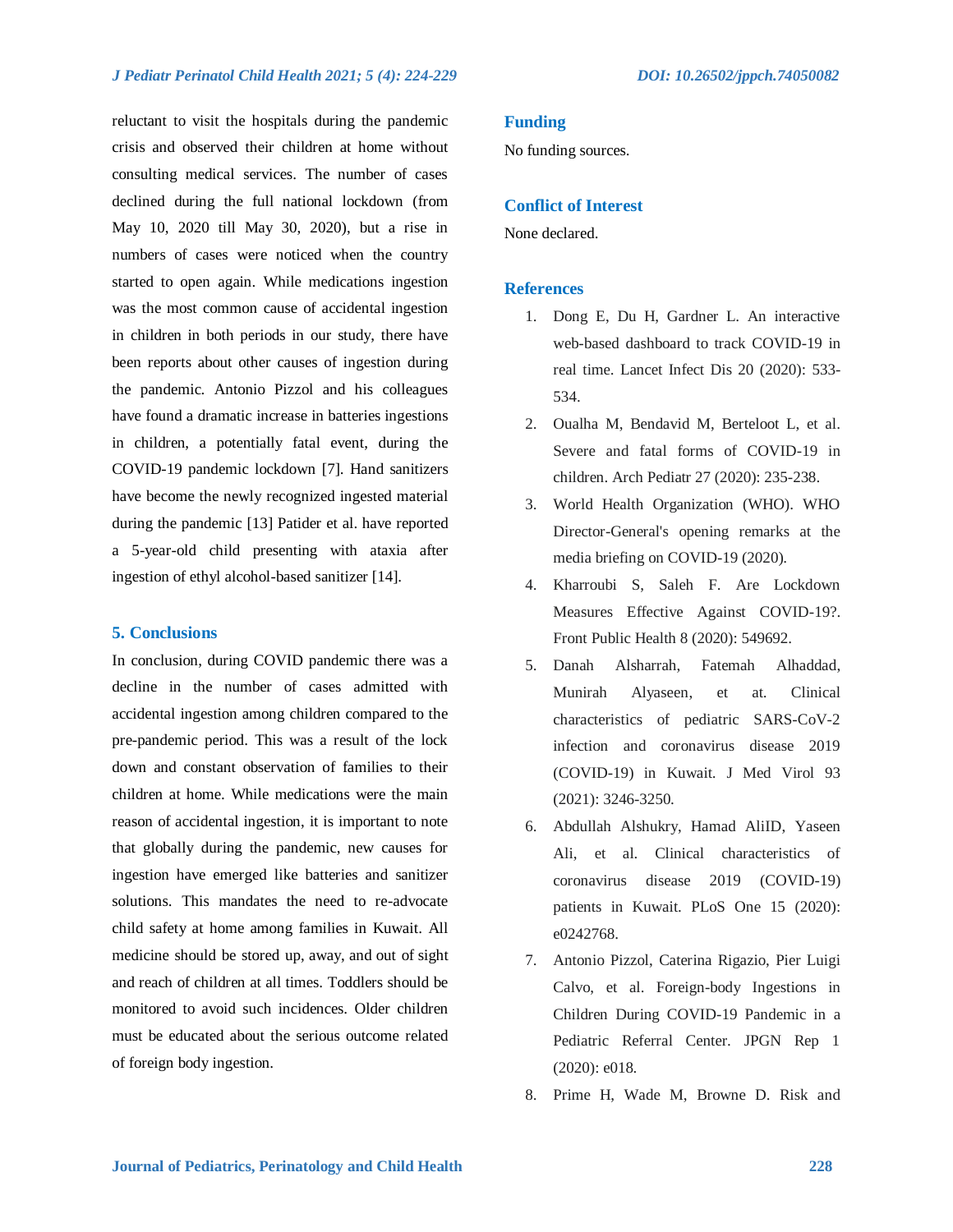reluctant to visit the hospitals during the pandemic crisis and observed their children at home without consulting medical services. The number of cases declined during the full national lockdown (from May 10, 2020 till May 30, 2020), but a rise in numbers of cases were noticed when the country started to open again. While medications ingestion was the most common cause of accidental ingestion in children in both periods in our study, there have been reports about other causes of ingestion during the pandemic. Antonio Pizzol and his colleagues have found a dramatic increase in batteries ingestions in children, a potentially fatal event, during the COVID-19 pandemic lockdown [7]. Hand sanitizers have become the newly recognized ingested material during the pandemic [13] Patider et al. have reported a 5-year-old child presenting with ataxia after ingestion of ethyl alcohol-based sanitizer [14].

## 5. Conclusions

In conclusion, during COVID pandemic there was a decline in the number of cases admitted with accidental ingestion among children compared to the pre-pandemic period. This was a result of the lock down and constant observation of families to their children at home. While medications were the main reason of accidental ingestion, it is important to note that globally during the pandemic, new causes for ingestion have emerged like batteries and sanitizer solutions. This mandates the need to re-advocate child safety at home among families in Kuwait. All medicine should be stored up, away, and out of sight and reach of children at all times. Toddlers should be monitored to avoid such incidences. Older children must be educated about the serious outcome related of foreign body ingestion.

## Funding

No funding sources.

## Conflict of Interest

None declared.

## References

1. Dong E, Du H, Gardner L. An interactive web-based dashboard to track COVID-19 in real time. Lancet Infect Dis 20 (2020): 533-534.
2. Oualha M, Bendavid M, Berteloot L, et al. Severe and fatal forms of COVID-19 in children. Arch Pediatr 27 (2020): 235-238.
3. World Health Organization (WHO). WHO Director-General's opening remarks at the media briefing on COVID-19 (2020).
4. Kharroubi S, Saleh F. Are Lockdown Measures Effective Against COVID-19?. Front Public Health 8 (2020): 549692.
5. Danah Alsharrah, Fatemah Alhaddad, Munirah Alyaseen, et at. Clinical characteristics of pediatric SARS-CoV-2 infection and coronavirus disease 2019 (COVID-19) in Kuwait. J Med Virol 93 (2021): 3246-3250.
6. Abdullah Alshukry, Hamad AliID, Yaseen Ali, et al. Clinical characteristics of coronavirus disease 2019 (COVID-19) patients in Kuwait. PLoS One 15 (2020): e0242768.
7. Antonio Pizzol, Caterina Rigazio, Pier Luigi Calvo, et al. Foreign-body Ingestions in Children During COVID-19 Pandemic in a Pediatric Referral Center. JPGN Rep 1 (2020): e018.
8. Prime H, Wade M, Browne D. Risk and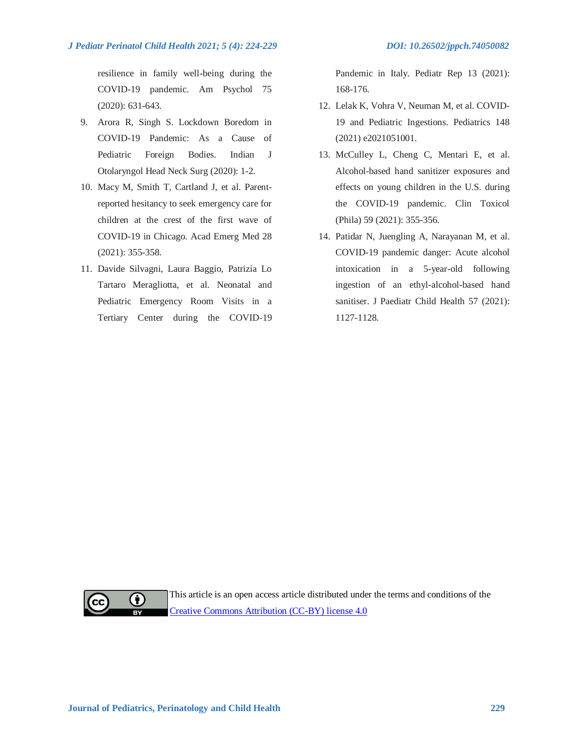resilience in family well-being during the COVID-19 pandemic. Am Psychol 75 (2020): 631-643.

9. Arora R, Singh S. Lockdown Boredom in COVID-19 Pandemic: As a Cause of Pediatric Foreign Bodies. Indian J Otolaryngol Head Neck Surg (2020): 1-2.
10. Macy M, Smith T, Cartland J, et al. Parent-reported hesitancy to seek emergency care for children at the crest of the first wave of COVID-19 in Chicago. Acad Emerg Med 28 (2021): 355-358.
11. Davide Silvagni, Laura Baggio, Patrizia Lo Tartaro Meragliotta, et al. Neonatal and Pediatric Emergency Room Visits in a Tertiary Center during the COVID-19 Pandemic in Italy. Pediatr Rep 13 (2021): 168-176.
12. Lelak K, Vohra V, Neuman M, et al. COVID-19 and Pediatric Ingestions. Pediatrics 148 (2021) e2021051001.
13. McCulley L, Cheng C, Mentari E, et al. Alcohol-based hand sanitizer exposures and effects on young children in the U.S. during the COVID-19 pandemic. Clin Toxicol (Phila) 59 (2021): 355-356.
14. Patidar N, Juengling A, Narayanan M, et al. COVID-19 pandemic danger: Acute alcohol intoxication in a 5-year-old following ingestion of an ethyl-alcohol-based hand sanitiser. J Paediatr Child Health 57 (2021): 1127-1128.

This article is an open access article distributed under the terms and conditions of the [Creative Commons Attribution (CC-BY) license 4.0]